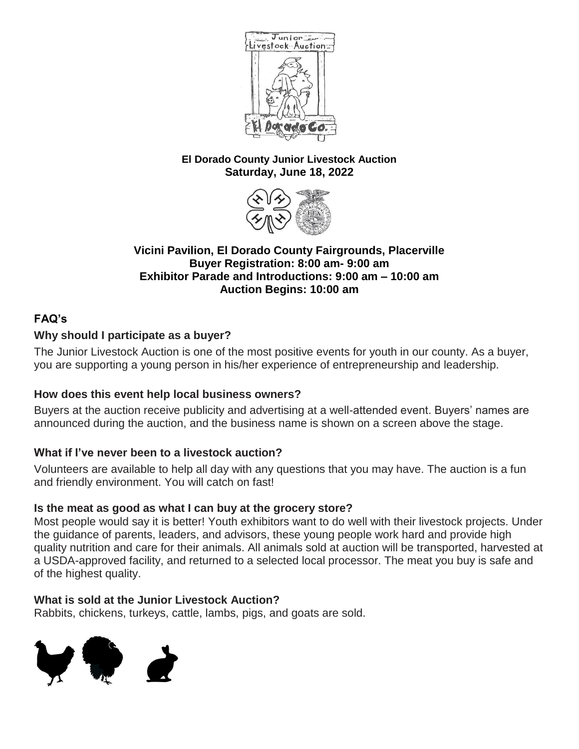**El Dorado County Junior Livestock Auction**
**Saturday, June 18, 2022**

**Vicini Pavilion, El Dorado County Fairgrounds, Placerville**
**Buyer Registration: 8:00 am- 9:00 am**
**Exhibitor Parade and Introductions: 9:00 am – 10:00 am**
**Auction Begins: 10:00 am**

## FAQ's

### Why should I participate as a buyer?

The Junior Livestock Auction is one of the most positive events for youth in our county. As a buyer, you are supporting a young person in his/her experience of entrepreneurship and leadership.

### How does this event help local business owners?

Buyers at the auction receive publicity and advertising at a well-attended event. Buyers' names are announced during the auction, and the business name is shown on a screen above the stage.

### What if I've never been to a livestock auction?

Volunteers are available to help all day with any questions that you may have. The auction is a fun and friendly environment. You will catch on fast!

### Is the meat as good as what I can buy at the grocery store?

Most people would say it is better! Youth exhibitors want to do well with their livestock projects. Under the guidance of parents, leaders, and advisors, these young people work hard and provide high quality nutrition and care for their animals. All animals sold at auction will be transported, harvested at a USDA-approved facility, and returned to a selected local processor. The meat you buy is safe and of the highest quality.

### What is sold at the Junior Livestock Auction?

Rabbits, chickens, turkeys, cattle, lambs, pigs, and goats are sold.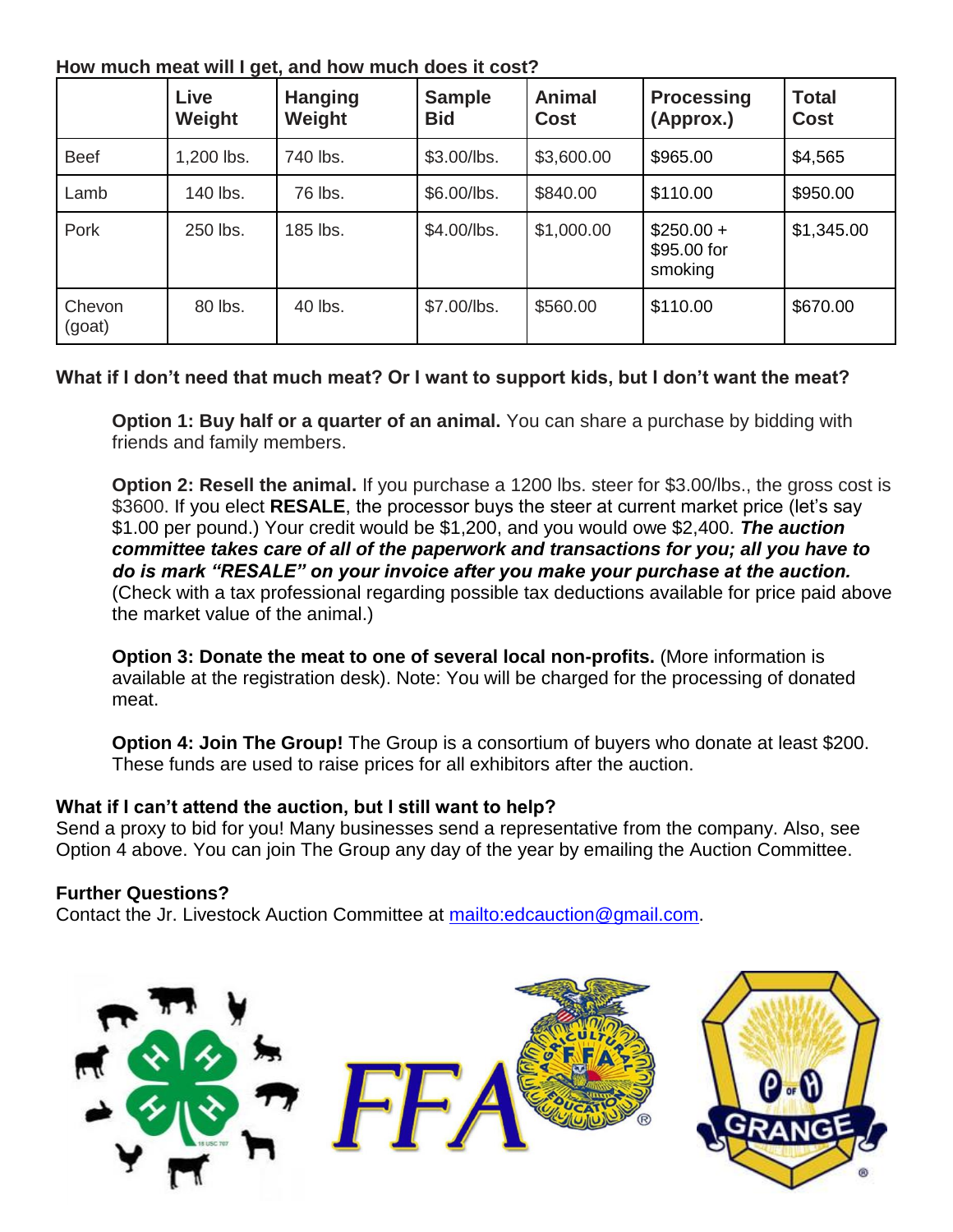**How much meat will I get, and how much does it cost?**

| | Live Weight | Hanging Weight | Sample Bid | Animal Cost | Processing (Approx.) | Total Cost |
|---|---|---|---|---|---|---|
| Beef | 1,200 lbs. | 740 lbs. | $3.00/lbs. | $3,600.00 | $965.00 | $4,565 |
| Lamb | 140 lbs. | 76 lbs. | $6.00/lbs. | $840.00 | $110.00 | $950.00 |
| Pork | 250 lbs. | 185 lbs. | $4.00/lbs. | $1,000.00 | $250.00 + $95.00 for smoking | $1,345.00 |
| Chevon (goat) | 80 lbs. | 40 lbs. | $7.00/lbs. | $560.00 | $110.00 | $670.00 |

**What if I don't need that much meat? Or I want to support kids, but I don't want the meat?**

**Option 1: Buy half or a quarter of an animal.** You can share a purchase by bidding with friends and family members.

**Option 2: Resell the animal.** If you purchase a 1200 lbs. steer for $3.00/lbs., the gross cost is $3600. If you elect **RESALE**, the processor buys the steer at current market price (let's say $1.00 per pound.) Your credit would be $1,200, and you would owe $2,400. ***The auction committee takes care of all of the paperwork and transactions for you; all you have to do is mark "RESALE" on your invoice after you make your purchase at the auction.*** (Check with a tax professional regarding possible tax deductions available for price paid above the market value of the animal.)

**Option 3: Donate the meat to one of several local non-profits.** (More information is available at the registration desk). Note: You will be charged for the processing of donated meat.

**Option 4: Join The Group!** The Group is a consortium of buyers who donate at least $200. These funds are used to raise prices for all exhibitors after the auction.

**What if I can't attend the auction, but I still want to help?**
Send a proxy to bid for you! Many businesses send a representative from the company. Also, see Option 4 above. You can join The Group any day of the year by emailing the Auction Committee.

**Further Questions?**
Contact the Jr. Livestock Auction Committee at [mailto:edcauction@gmail.com](mailto:edcauction@gmail.com).